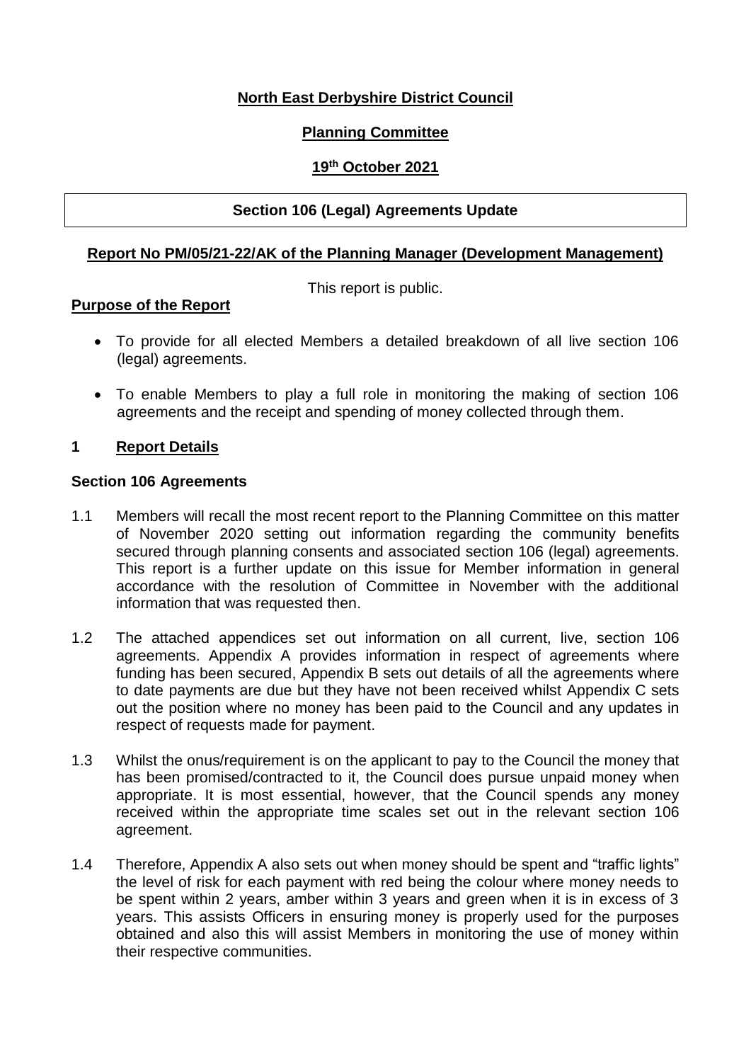**North East Derbyshire District Council**

**Planning Committee**

**19th October 2021**

**Section 106 (Legal) Agreements Update**

**Report No PM/05/21-22/AK of the Planning Manager (Development Management)**

This report is public.

**Purpose of the Report**

- To provide for all elected Members a detailed breakdown of all live section 106 (legal) agreements.
- To enable Members to play a full role in monitoring the making of section 106 agreements and the receipt and spending of money collected through them.

## 1 Report Details

**Section 106 Agreements**

1.1 Members will recall the most recent report to the Planning Committee on this matter of November 2020 setting out information regarding the community benefits secured through planning consents and associated section 106 (legal) agreements. This report is a further update on this issue for Member information in general accordance with the resolution of Committee in November with the additional information that was requested then.

1.2 The attached appendices set out information on all current, live, section 106 agreements. Appendix A provides information in respect of agreements where funding has been secured, Appendix B sets out details of all the agreements where to date payments are due but they have not been received whilst Appendix C sets out the position where no money has been paid to the Council and any updates in respect of requests made for payment.

1.3 Whilst the onus/requirement is on the applicant to pay to the Council the money that has been promised/contracted to it, the Council does pursue unpaid money when appropriate. It is most essential, however, that the Council spends any money received within the appropriate time scales set out in the relevant section 106 agreement.

1.4 Therefore, Appendix A also sets out when money should be spent and "traffic lights" the level of risk for each payment with red being the colour where money needs to be spent within 2 years, amber within 3 years and green when it is in excess of 3 years. This assists Officers in ensuring money is properly used for the purposes obtained and also this will assist Members in monitoring the use of money within their respective communities.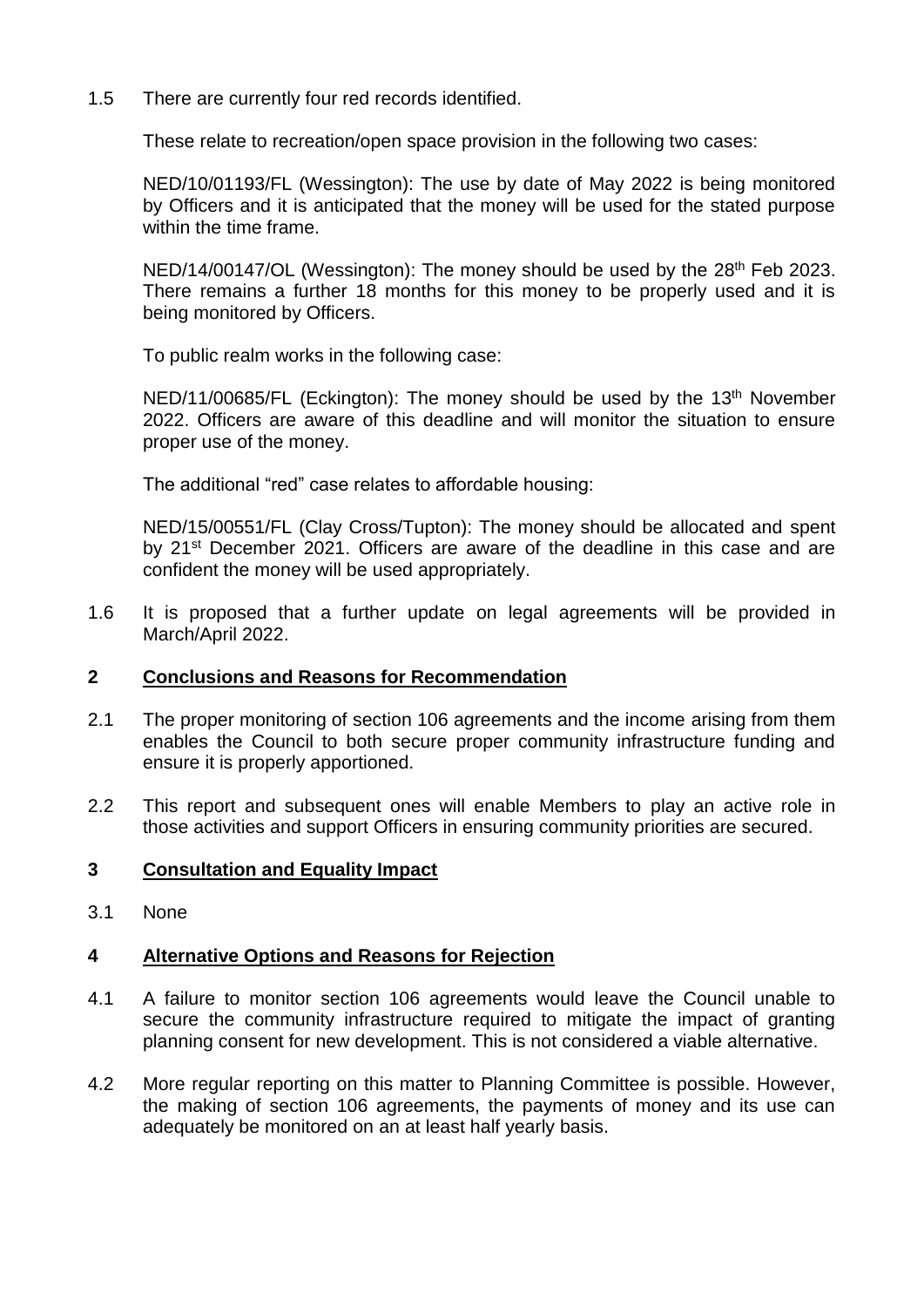1.5 There are currently four red records identified.

These relate to recreation/open space provision in the following two cases:

NED/10/01193/FL (Wessington): The use by date of May 2022 is being monitored by Officers and it is anticipated that the money will be used for the stated purpose within the time frame.

NED/14/00147/OL (Wessington): The money should be used by the 28th Feb 2023. There remains a further 18 months for this money to be properly used and it is being monitored by Officers.

To public realm works in the following case:

NED/11/00685/FL (Eckington): The money should be used by the 13th November 2022. Officers are aware of this deadline and will monitor the situation to ensure proper use of the money.

The additional "red" case relates to affordable housing:

NED/15/00551/FL (Clay Cross/Tupton): The money should be allocated and spent by 21st December 2021. Officers are aware of the deadline in this case and are confident the money will be used appropriately.

1.6 It is proposed that a further update on legal agreements will be provided in March/April 2022.

## 2 Conclusions and Reasons for Recommendation

2.1 The proper monitoring of section 106 agreements and the income arising from them enables the Council to both secure proper community infrastructure funding and ensure it is properly apportioned.

2.2 This report and subsequent ones will enable Members to play an active role in those activities and support Officers in ensuring community priorities are secured.

## 3 Consultation and Equality Impact

3.1 None

## 4 Alternative Options and Reasons for Rejection

4.1 A failure to monitor section 106 agreements would leave the Council unable to secure the community infrastructure required to mitigate the impact of granting planning consent for new development. This is not considered a viable alternative.

4.2 More regular reporting on this matter to Planning Committee is possible. However, the making of section 106 agreements, the payments of money and its use can adequately be monitored on an at least half yearly basis.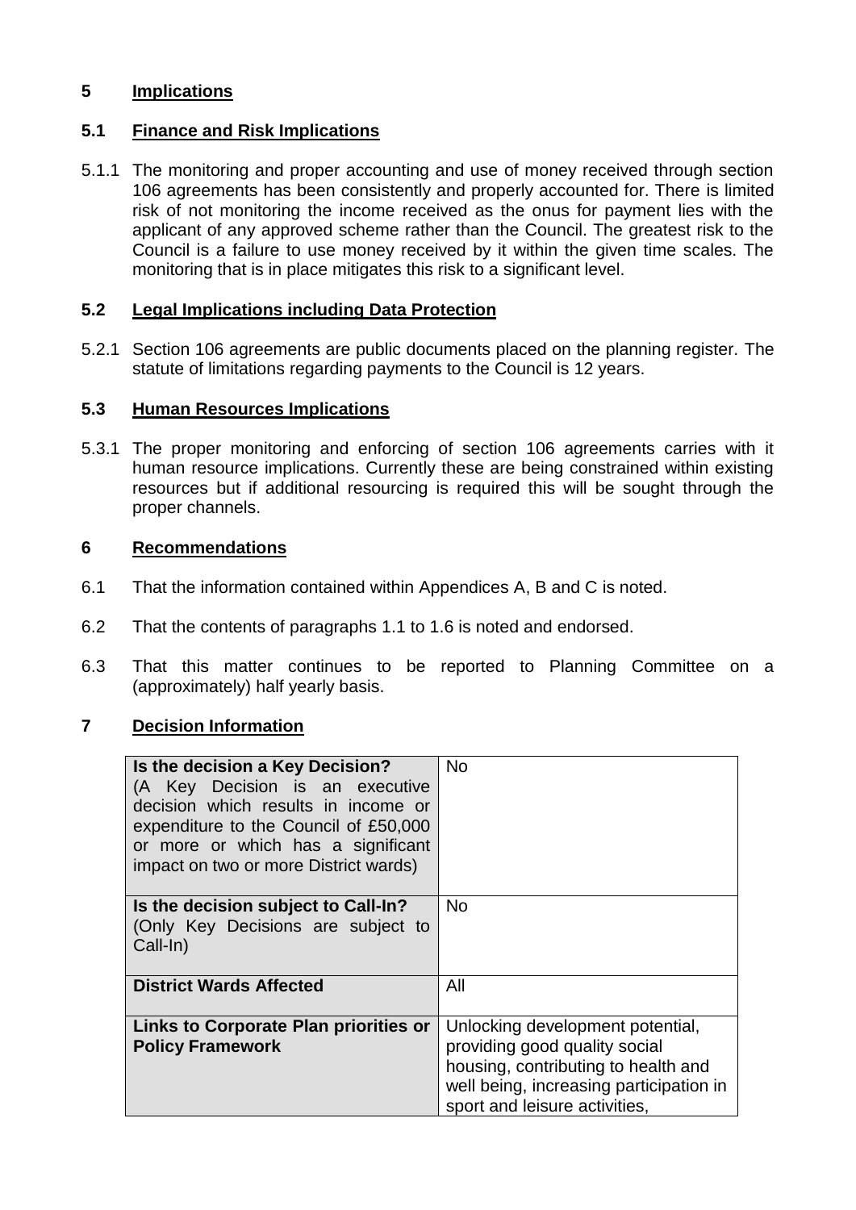## 5 Implications

### 5.1 Finance and Risk Implications

5.1.1 The monitoring and proper accounting and use of money received through section 106 agreements has been consistently and properly accounted for. There is limited risk of not monitoring the income received as the onus for payment lies with the applicant of any approved scheme rather than the Council. The greatest risk to the Council is a failure to use money received by it within the given time scales. The monitoring that is in place mitigates this risk to a significant level.

### 5.2 Legal Implications including Data Protection

5.2.1 Section 106 agreements are public documents placed on the planning register. The statute of limitations regarding payments to the Council is 12 years.

### 5.3 Human Resources Implications

5.3.1 The proper monitoring and enforcing of section 106 agreements carries with it human resource implications. Currently these are being constrained within existing resources but if additional resourcing is required this will be sought through the proper channels.

## 6 Recommendations

6.1 That the information contained within Appendices A, B and C is noted.

6.2 That the contents of paragraphs 1.1 to 1.6 is noted and endorsed.

6.3 That this matter continues to be reported to Planning Committee on a (approximately) half yearly basis.

## 7 Decision Information

| | |
|---|---|
| **Is the decision a Key Decision?** (A Key Decision is an executive decision which results in income or expenditure to the Council of £50,000 or more or which has a significant impact on two or more District wards) | No |
| **Is the decision subject to Call-In?** (Only Key Decisions are subject to Call-In) | No |
| **District Wards Affected** | All |
| **Links to Corporate Plan priorities or Policy Framework** | Unlocking development potential, providing good quality social housing, contributing to health and well being, increasing participation in sport and leisure activities, |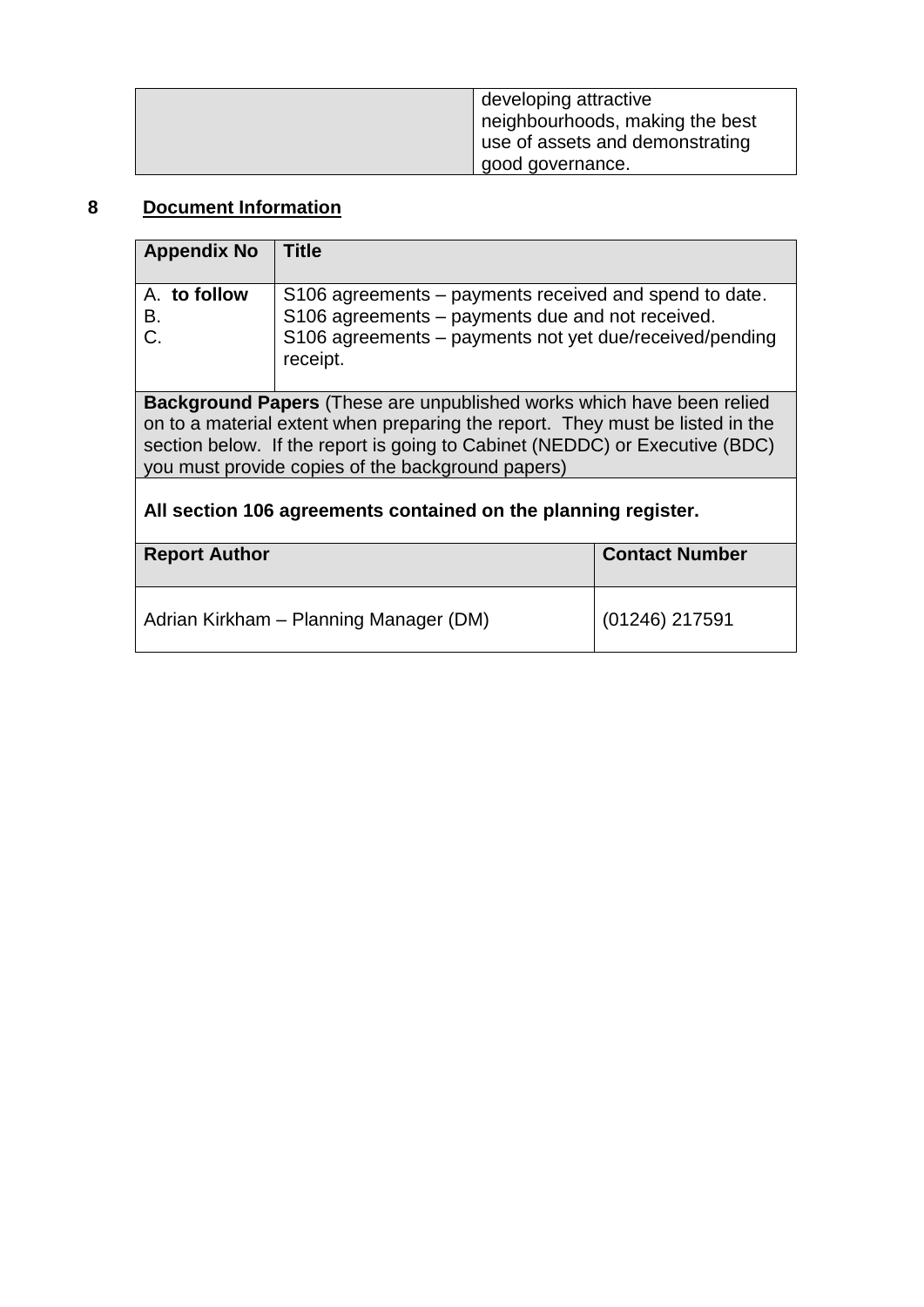| | |
|---|---|
| | developing attractive neighbourhoods, making the best use of assets and demonstrating good governance. |

## 8 Document Information

| Appendix No | Title |
|---|---|
| A. **to follow**<br>B.<br>C. | S106 agreements – payments received and spend to date.<br>S106 agreements – payments due and not received.<br>S106 agreements – payments not yet due/received/pending receipt. |

| |
|---|
| **Background Papers** (These are unpublished works which have been relied on to a material extent when preparing the report. They must be listed in the section below. If the report is going to Cabinet (NEDDC) or Executive (BDC) you must provide copies of the background papers) |
| **All section 106 agreements contained on the planning register.** |

| Report Author | Contact Number |
|---|---|
| Adrian Kirkham – Planning Manager (DM) | (01246) 217591 |